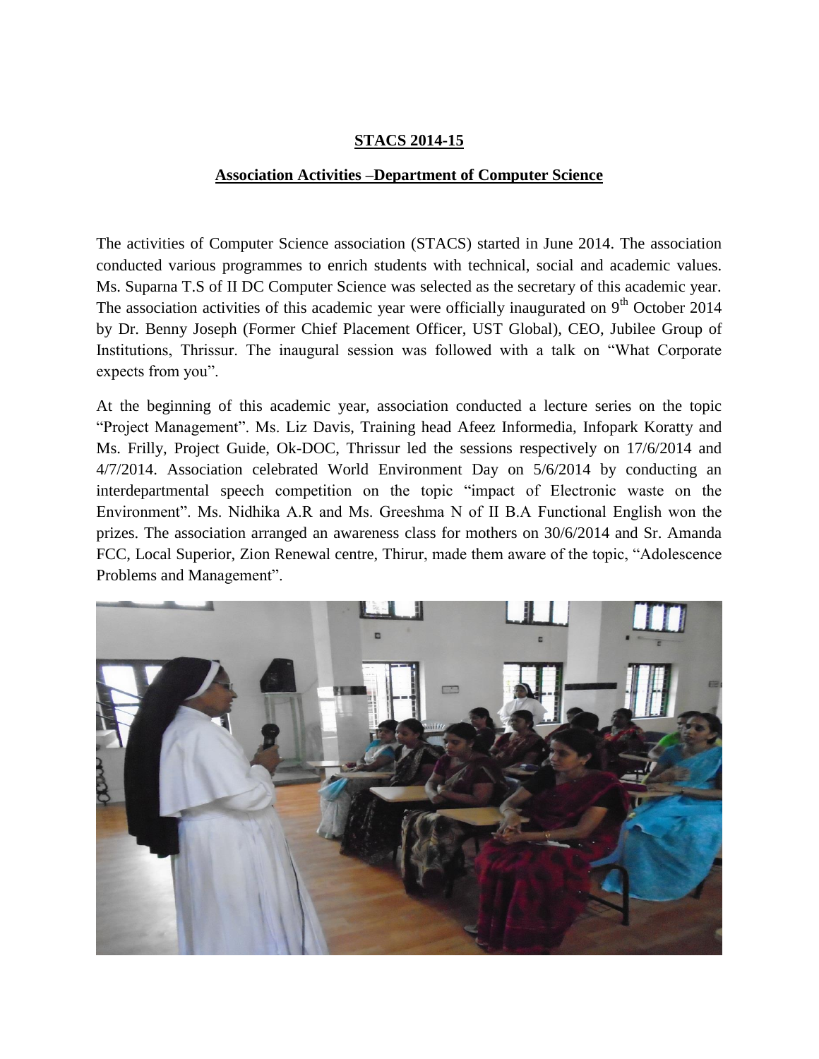## STACS 2014-15

### Association Activities –Department of Computer Science

The activities of Computer Science association (STACS) started in June 2014. The association conducted various programmes to enrich students with technical, social and academic values. Ms. Suparna T.S of II DC Computer Science was selected as the secretary of this academic year. The association activities of this academic year were officially inaugurated on 9th October 2014 by Dr. Benny Joseph (Former Chief Placement Officer, UST Global), CEO, Jubilee Group of Institutions, Thrissur. The inaugural session was followed with a talk on "What Corporate expects from you".

At the beginning of this academic year, association conducted a lecture series on the topic "Project Management". Ms. Liz Davis, Training head Afeez Informedia, Infopark Koratty and Ms. Frilly, Project Guide, Ok-DOC, Thrissur led the sessions respectively on 17/6/2014 and 4/7/2014. Association celebrated World Environment Day on 5/6/2014 by conducting an interdepartmental speech competition on the topic "impact of Electronic waste on the Environment". Ms. Nidhika A.R and Ms. Greeshma N of II B.A Functional English won the prizes. The association arranged an awareness class for mothers on 30/6/2014 and Sr. Amanda FCC, Local Superior, Zion Renewal centre, Thirur, made them aware of the topic, "Adolescence Problems and Management".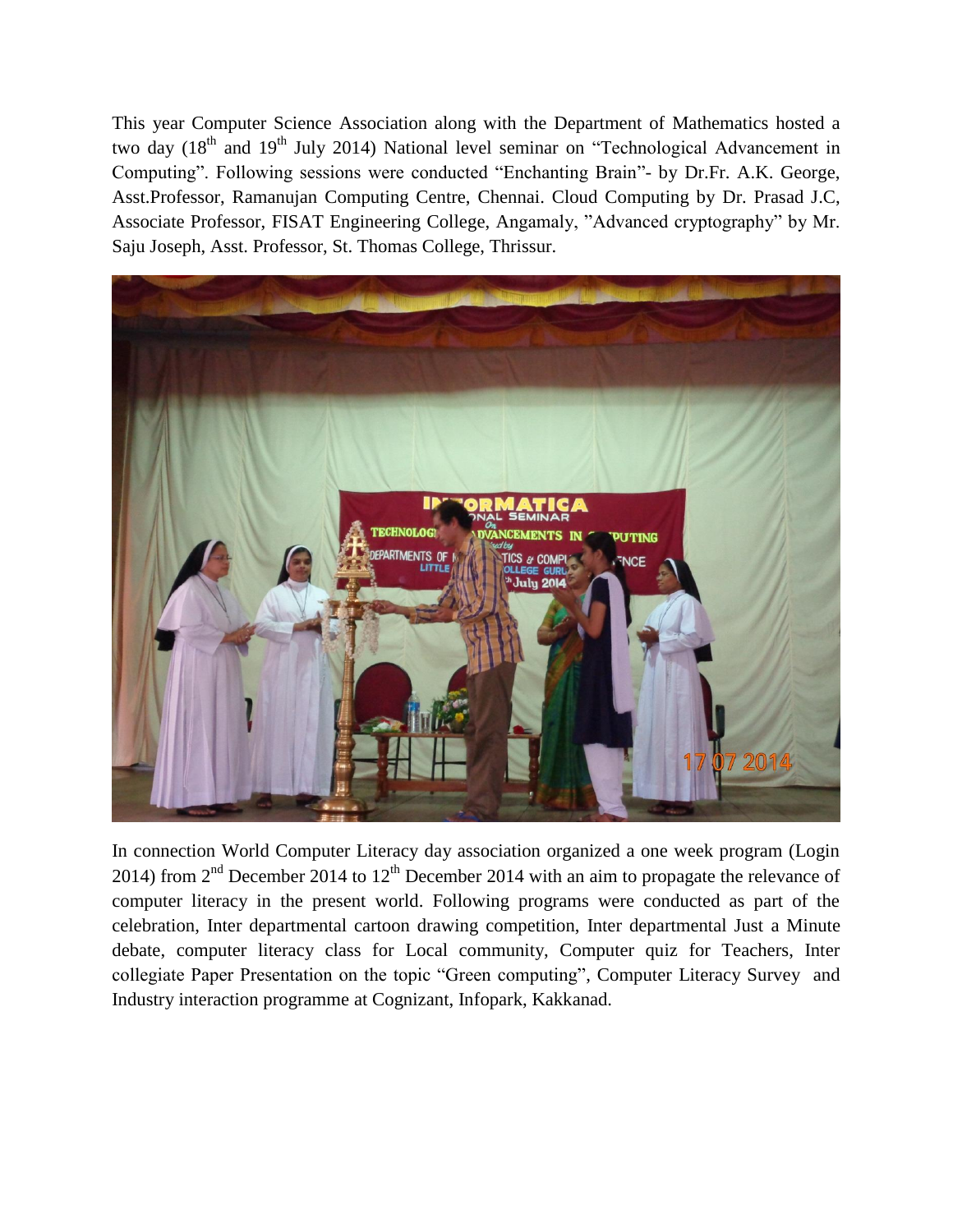This year Computer Science Association along with the Department of Mathematics hosted a two day ($18^{th}$ and $19^{th}$ July 2014) National level seminar on "Technological Advancement in Computing". Following sessions were conducted "Enchanting Brain"- by Dr.Fr. A.K. George, Asst.Professor, Ramanujan Computing Centre, Chennai. Cloud Computing by Dr. Prasad J.C, Associate Professor, FISAT Engineering College, Angamaly, "Advanced cryptography" by Mr. Saju Joseph, Asst. Professor, St. Thomas College, Thrissur.

In connection World Computer Literacy day association organized a one week program (Login 2014) from $2^{nd}$ December 2014 to $12^{th}$ December 2014 with an aim to propagate the relevance of computer literacy in the present world. Following programs were conducted as part of the celebration, Inter departmental cartoon drawing competition, Inter departmental Just a Minute debate, computer literacy class for Local community, Computer quiz for Teachers, Inter collegiate Paper Presentation on the topic "Green computing", Computer Literacy Survey and Industry interaction programme at Cognizant, Infopark, Kakkanad.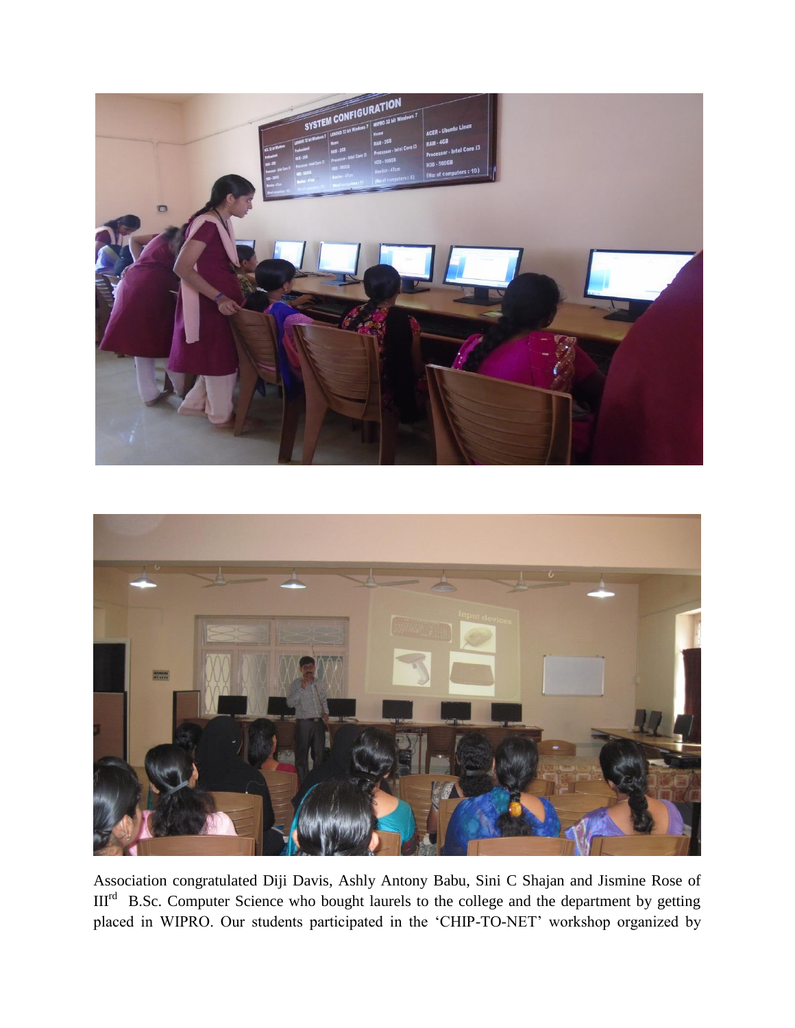Association congratulated Diji Davis, Ashly Antony Babu, Sini C Shajan and Jismine Rose of III[rd] B.Sc. Computer Science who bought laurels to the college and the department by getting placed in WIPRO. Our students participated in the 'CHIP-TO-NET' workshop organized by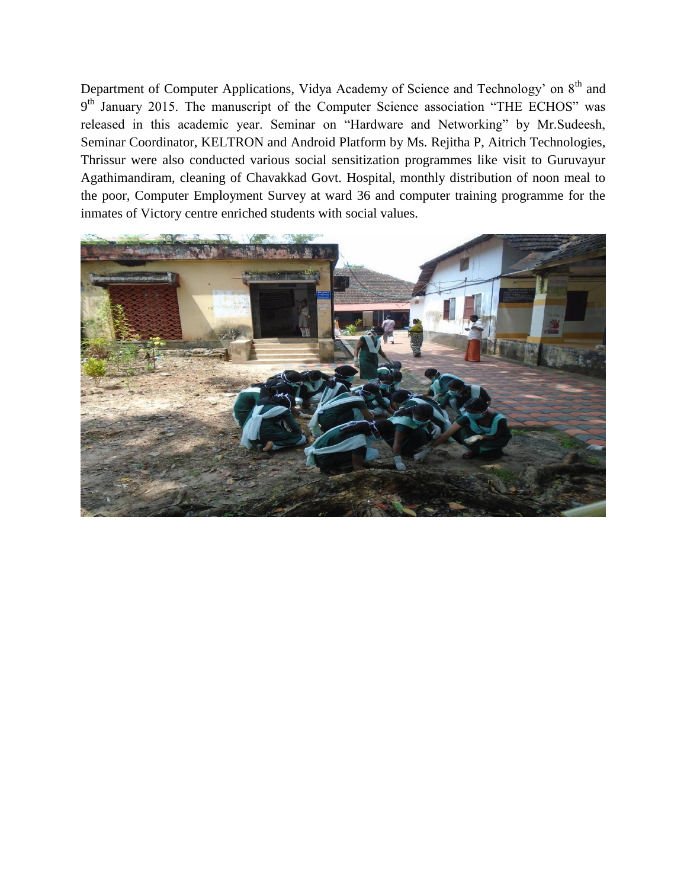Department of Computer Applications, Vidya Academy of Science and Technology' on 8th and 9th January 2015. The manuscript of the Computer Science association "THE ECHOS" was released in this academic year. Seminar on "Hardware and Networking" by Mr.Sudeesh, Seminar Coordinator, KELTRON and Android Platform by Ms. Rejitha P, Aitrich Technologies, Thrissur were also conducted various social sensitization programmes like visit to Guruvayur Agathimandiram, cleaning of Chavakkad Govt. Hospital, monthly distribution of noon meal to the poor, Computer Employment Survey at ward 36 and computer training programme for the inmates of Victory centre enriched students with social values.